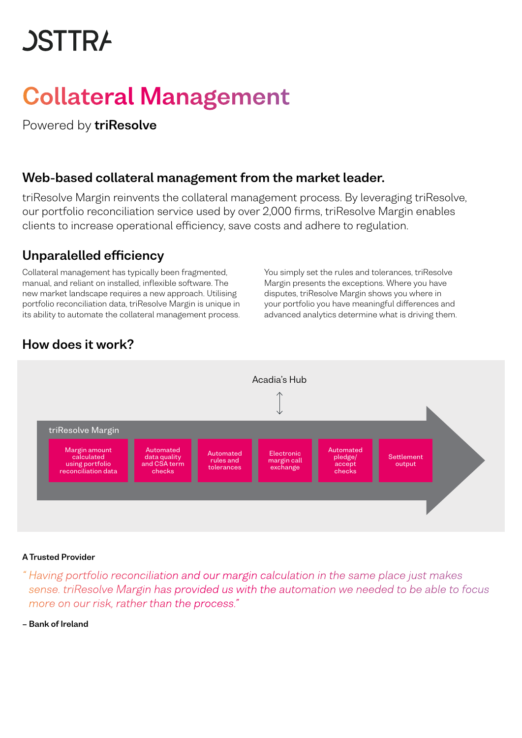OSTTRA

# Collateral Management

Powered by **triResolve**

## Web-based collateral management from the market leader.

triResolve Margin reinvents the collateral management process. By leveraging triResolve, our portfolio reconciliation service used by over 2,000 firms, triResolve Margin enables clients to increase operational efficiency, save costs and adhere to regulation.

## Unparalelled efficiency

Collateral management has typically been fragmented, manual, and reliant on installed, inflexible software. The new market landscape requires a new approach. Utilising portfolio reconciliation data, triResolve Margin is unique in its ability to automate the collateral management process.

You simply set the rules and tolerances, triResolve Margin presents the exceptions. Where you have disputes, triResolve Margin shows you where in your portfolio you have meaningful differences and advanced analytics determine what is driving them.

## How does it work?

Acadia's Hub

triResolve Margin

Margin amount calculated using portfolio reconciliation data

Automated data quality and CSA term checks

Automated rules and tolerances

Electronic margin call exchange

Automated pledge/ accept checks

Settlement output

**A Trusted Provider**

*" Having portfolio reconciliation and our margin calculation in the same place just makes sense. triResolve Margin has provided us with the automation we needed to be able to focus more on our risk, rather than the process."*

**– Bank of Ireland**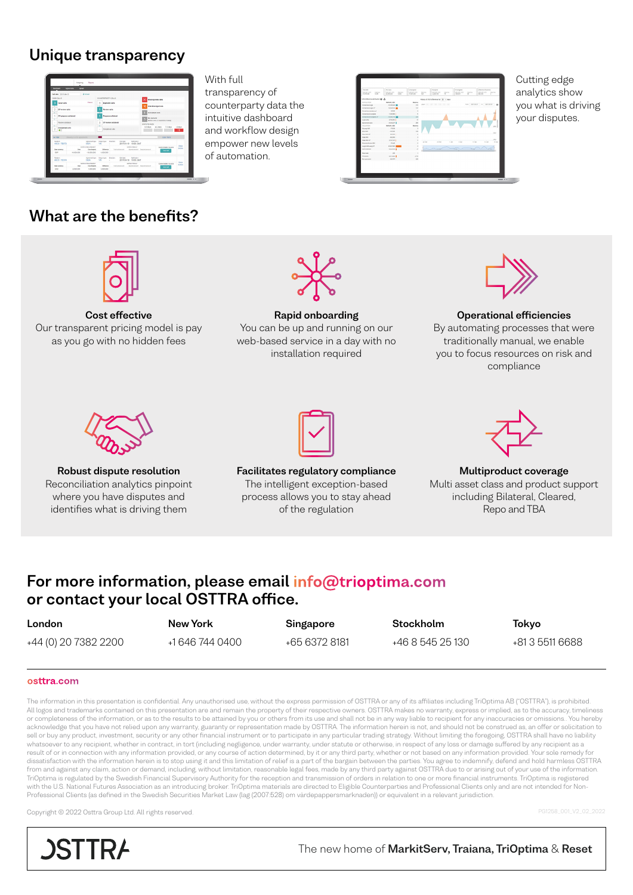## Unique transparency

With full transparency of counterparty data the intuitive dashboard and workflow design empower new levels of automation.

Cutting edge analytics show you what is driving your disputes.

## What are the benefits?

**Cost effective**
Our transparent pricing model is pay as you go with no hidden fees

**Rapid onboarding**
You can be up and running on our web-based service in a day with no installation required

**Operational efficiencies**
By automating processes that were traditionally manual, we enable you to focus resources on risk and compliance

**Robust dispute resolution**
Reconciliation analytics pinpoint where you have disputes and identifies what is driving them

**Facilitates regulatory compliance**
The intelligent exception-based process allows you to stay ahead of the regulation

**Multiproduct coverage**
Multi asset class and product support including Bilateral, Cleared, Repo and TBA

## For more information, please email info@trioptima.com or contact your local OSTTRA office.

| London | New York | Singapore | Stockholm | Tokyo |
|---|---|---|---|---|
| +44 (0) 20 7382 2200 | +1 646 744 0400 | +65 6372 8181 | +46 8 545 25 130 | +81 3 5511 6688 |

osttra.com

The information in this presentation is confidential. Any unauthorised use, without the express permission of OSTTRA or any of its affiliates including TriOptima AB ("OSTTRA"), is prohibited. All logos and trademarks contained on this presentation are and remain the property of their respective owners. OSTTRA makes no warranty, express or implied, as to the accuracy, timeliness or completeness of the information, or as to the results to be attained by you or others from its use and shall not be in any way liable to recipient for any inaccuracies or omissions. You hereby acknowledge that you have not relied upon any warranty, guaranty or representation made by OSTTRA. The information herein is not, and should not be construed as, an offer or solicitation to sell or buy any product, investment, security or any other financial instrument or to participate in any particular trading strategy. Without limiting the foregoing, OSTTRA shall have no liability whatsoever to any recipient, whether in contract, in tort (including negligence, under warranty, under statute or otherwise, in respect of any loss or damage suffered by any recipient as a result of or in connection with any information provided, or any course of action determined, by it or any third party, whether or not based on any information provided. Your sole remedy for dissatisfaction with the information herein is to stop using it and this limitation of relief is a part of the bargain between the parties. You agree to indemnify, defend and hold harmless OSTTRA from and against any claim, action or demand, including, without limitation, reasonable legal fees, made by any third party against OSTTRA due to or arising out of your use of the information. TriOptima is regulated by the Swedish Financial Supervisory Authority for the reception and transmission of orders in relation to one or more financial instruments. TriOptima is registered with the U.S. National Futures Association as an introducing broker. TriOptima materials are directed to Eligible Counterparties and Professional Clients only and are not intended for Non-Professional Clients (as defined in the Swedish Securities Market Law (lag (2007:528) om värdepappersmarknaden)) or equivalent in a relevant jurisdiction.

Copyright © 2022 Osttra Group Ltd. All rights reserved.

PG1258_001_V2_02_2022

OSTTRA

The new home of **MarkitServ, Traiana, TriOptima** & **Reset**